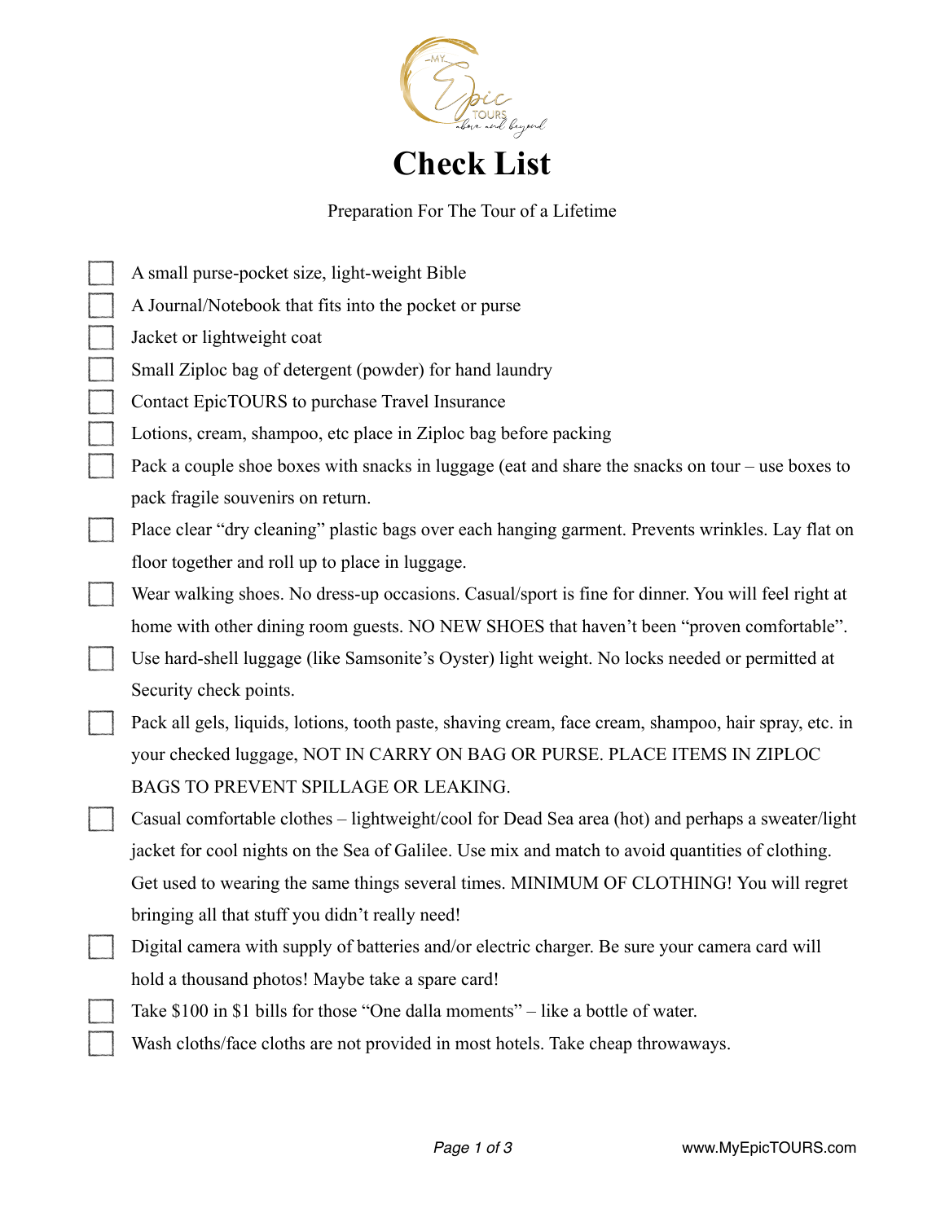# Check List

Preparation For The Tour of a Lifetime

- [ ] A small purse-pocket size, light-weight Bible
- [ ] A Journal/Notebook that fits into the pocket or purse
- [ ] Jacket or lightweight coat
- [ ] Small Ziploc bag of detergent (powder) for hand laundry
- [ ] Contact EpicTOURS to purchase Travel Insurance
- [ ] Lotions, cream, shampoo, etc place in Ziploc bag before packing
- [ ] Pack a couple shoe boxes with snacks in luggage (eat and share the snacks on tour – use boxes to pack fragile souvenirs on return.
- [ ] Place clear "dry cleaning" plastic bags over each hanging garment. Prevents wrinkles. Lay flat on floor together and roll up to place in luggage.
- [ ] Wear walking shoes. No dress-up occasions. Casual/sport is fine for dinner. You will feel right at home with other dining room guests. NO NEW SHOES that haven't been "proven comfortable".
- [ ] Use hard-shell luggage (like Samsonite's Oyster) light weight. No locks needed or permitted at Security check points.
- [ ] Pack all gels, liquids, lotions, tooth paste, shaving cream, face cream, shampoo, hair spray, etc. in your checked luggage, NOT IN CARRY ON BAG OR PURSE. PLACE ITEMS IN ZIPLOC BAGS TO PREVENT SPILLAGE OR LEAKING.
- [ ] Casual comfortable clothes – lightweight/cool for Dead Sea area (hot) and perhaps a sweater/light jacket for cool nights on the Sea of Galilee. Use mix and match to avoid quantities of clothing. Get used to wearing the same things several times. MINIMUM OF CLOTHING! You will regret bringing all that stuff you didn't really need!
- [ ] Digital camera with supply of batteries and/or electric charger. Be sure your camera card will hold a thousand photos! Maybe take a spare card!
- [ ] Take $100 in $1 bills for those "One dalla moments" – like a bottle of water.
- [ ] Wash cloths/face cloths are not provided in most hotels. Take cheap throwaways.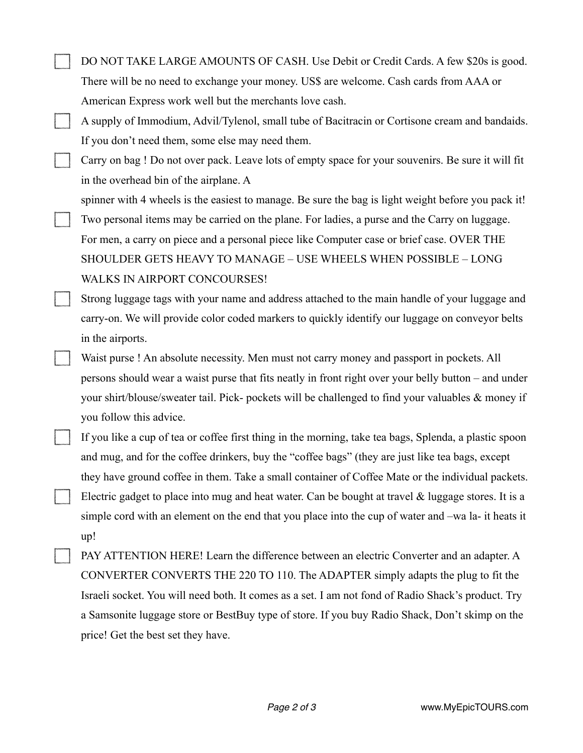- [ ] DO NOT TAKE LARGE AMOUNTS OF CASH. Use Debit or Credit Cards. A few $20s is good. There will be no need to exchange your money. US$ are welcome. Cash cards from AAA or American Express work well but the merchants love cash.
- [ ] A supply of Immodium, Advil/Tylenol, small tube of Bacitracin or Cortisone cream and bandaids. If you don't need them, some else may need them.
- [ ] Carry on bag ! Do not over pack. Leave lots of empty space for your souvenirs. Be sure it will fit in the overhead bin of the airplane. A spinner with 4 wheels is the easiest to manage. Be sure the bag is light weight before you pack it!
- [ ] Two personal items may be carried on the plane. For ladies, a purse and the Carry on luggage. For men, a carry on piece and a personal piece like Computer case or brief case. OVER THE SHOULDER GETS HEAVY TO MANAGE – USE WHEELS WHEN POSSIBLE – LONG WALKS IN AIRPORT CONCOURSES!
- [ ] Strong luggage tags with your name and address attached to the main handle of your luggage and carry-on. We will provide color coded markers to quickly identify our luggage on conveyor belts in the airports.
- [ ] Waist purse ! An absolute necessity. Men must not carry money and passport in pockets. All persons should wear a waist purse that fits neatly in front right over your belly button – and under your shirt/blouse/sweater tail. Pick- pockets will be challenged to find your valuables & money if you follow this advice.
- [ ] If you like a cup of tea or coffee first thing in the morning, take tea bags, Splenda, a plastic spoon and mug, and for the coffee drinkers, buy the "coffee bags" (they are just like tea bags, except they have ground coffee in them. Take a small container of Coffee Mate or the individual packets.
- [ ] Electric gadget to place into mug and heat water. Can be bought at travel & luggage stores. It is a simple cord with an element on the end that you place into the cup of water and –wa la- it heats it up!
- [ ] PAY ATTENTION HERE! Learn the difference between an electric Converter and an adapter. A CONVERTER CONVERTS THE 220 TO 110. The ADAPTER simply adapts the plug to fit the Israeli socket. You will need both. It comes as a set. I am not fond of Radio Shack's product. Try a Samsonite luggage store or BestBuy type of store. If you buy Radio Shack, Don't skimp on the price! Get the best set they have.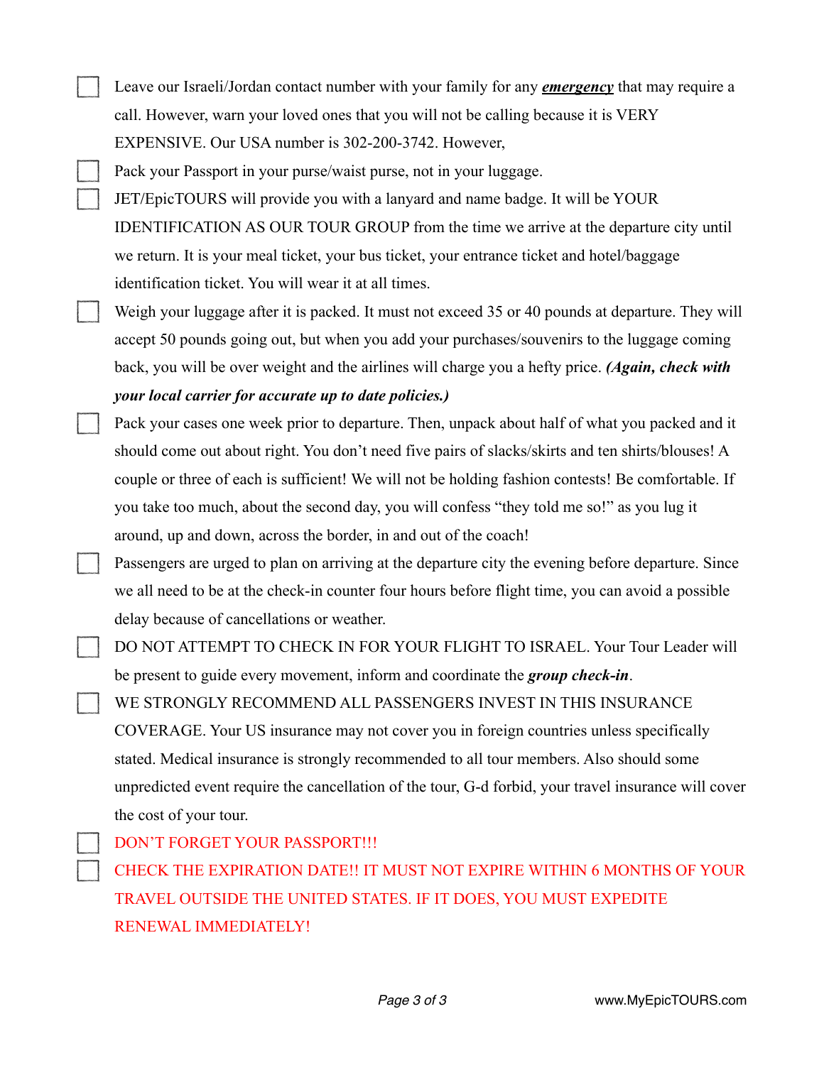- [ ] Leave our Israeli/Jordan contact number with your family for any ***emergency*** that may require a call. However, warn your loved ones that you will not be calling because it is VERY EXPENSIVE. Our USA number is 302-200-3742. However,
- [ ] Pack your Passport in your purse/waist purse, not in your luggage.
- [ ] JET/EpicTOURS will provide you with a lanyard and name badge. It will be YOUR IDENTIFICATION AS OUR TOUR GROUP from the time we arrive at the departure city until we return. It is your meal ticket, your bus ticket, your entrance ticket and hotel/baggage identification ticket. You will wear it at all times.
- [ ] Weigh your luggage after it is packed. It must not exceed 35 or 40 pounds at departure. They will accept 50 pounds going out, but when you add your purchases/souvenirs to the luggage coming back, you will be over weight and the airlines will charge you a hefty price. ***(Again, check with your local carrier for accurate up to date policies.)***
- [ ] Pack your cases one week prior to departure. Then, unpack about half of what you packed and it should come out about right. You don't need five pairs of slacks/skirts and ten shirts/blouses! A couple or three of each is sufficient! We will not be holding fashion contests! Be comfortable. If you take too much, about the second day, you will confess "they told me so!" as you lug it around, up and down, across the border, in and out of the coach!
- [ ] Passengers are urged to plan on arriving at the departure city the evening before departure. Since we all need to be at the check-in counter four hours before flight time, you can avoid a possible delay because of cancellations or weather.
- [ ] DO NOT ATTEMPT TO CHECK IN FOR YOUR FLIGHT TO ISRAEL. Your Tour Leader will be present to guide every movement, inform and coordinate the ***group check-in***.
- [ ] WE STRONGLY RECOMMEND ALL PASSENGERS INVEST IN THIS INSURANCE COVERAGE. Your US insurance may not cover you in foreign countries unless specifically stated. Medical insurance is strongly recommended to all tour members. Also should some unpredicted event require the cancellation of the tour, G-d forbid, your travel insurance will cover the cost of your tour.
- [ ] DON'T FORGET YOUR PASSPORT!!!
- [ ] CHECK THE EXPIRATION DATE!! IT MUST NOT EXPIRE WITHIN 6 MONTHS OF YOUR TRAVEL OUTSIDE THE UNITED STATES. IF IT DOES, YOU MUST EXPEDITE RENEWAL IMMEDIATELY!

www.MyEpicTOURS.com